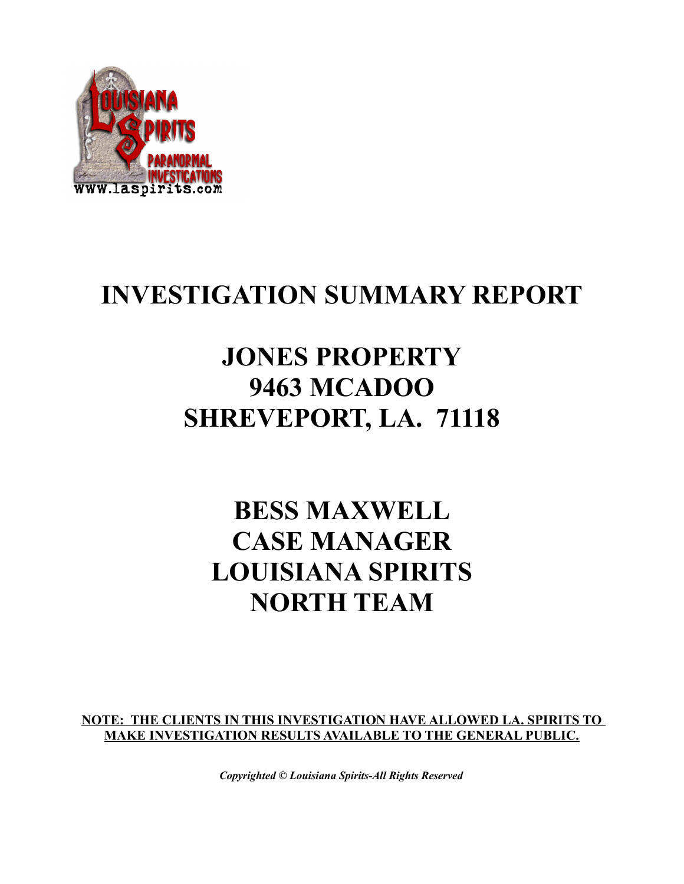# INVESTIGATION SUMMARY REPORT

## JONES PROPERTY
## 9463 MCADOO
## SHREVEPORT, LA. 71118

## BESS MAXWELL
## CASE MANAGER
## LOUISIANA SPIRITS
## NORTH TEAM

**NOTE: THE CLIENTS IN THIS INVESTIGATION HAVE ALLOWED LA. SPIRITS TO MAKE INVESTIGATION RESULTS AVAILABLE TO THE GENERAL PUBLIC.**

***Copyrighted © Louisiana Spirits-All Rights Reserved***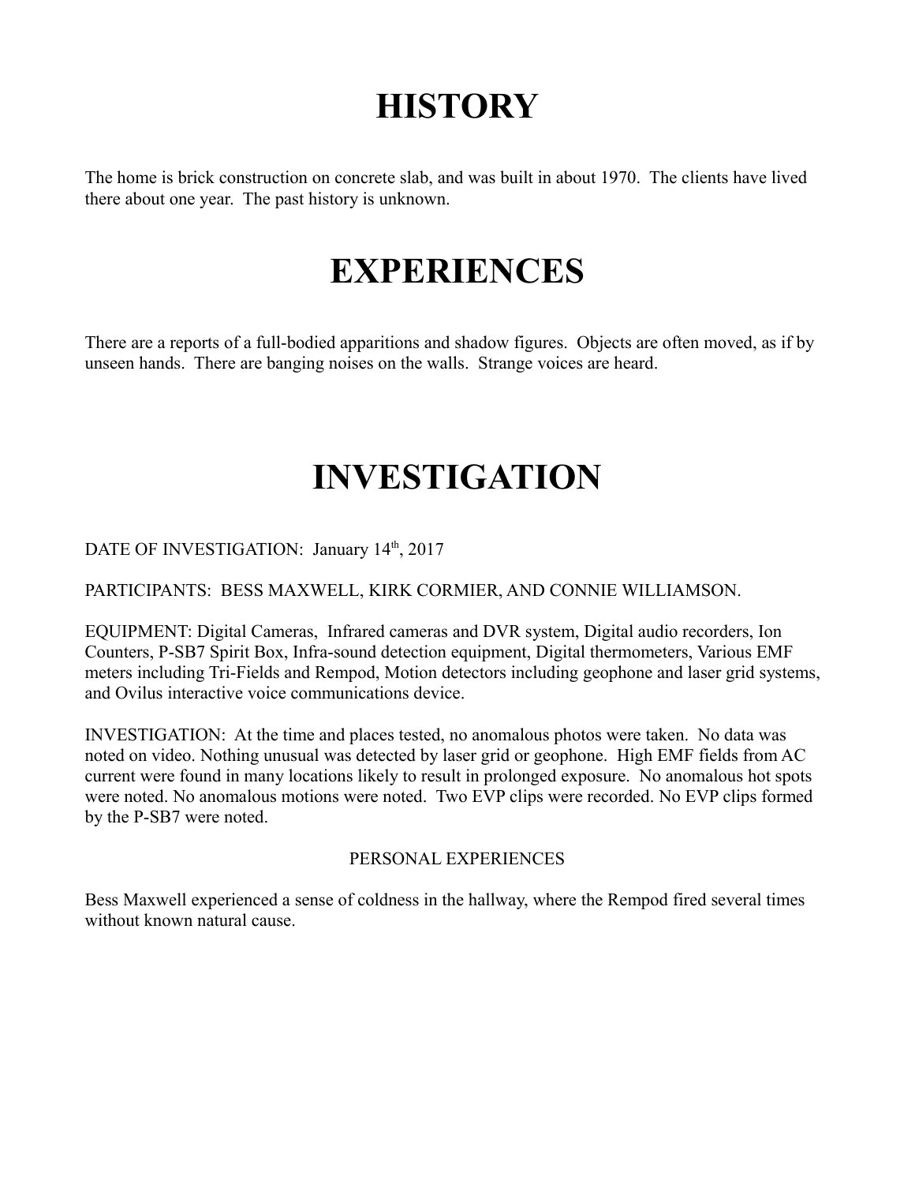# HISTORY

The home is brick construction on concrete slab, and was built in about 1970. The clients have lived there about one year. The past history is unknown.

# EXPERIENCES

There are a reports of a full-bodied apparitions and shadow figures. Objects are often moved, as if by unseen hands. There are banging noises on the walls. Strange voices are heard.

# INVESTIGATION

DATE OF INVESTIGATION: January 14th, 2017

PARTICIPANTS: BESS MAXWELL, KIRK CORMIER, AND CONNIE WILLIAMSON.

EQUIPMENT: Digital Cameras, Infrared cameras and DVR system, Digital audio recorders, Ion Counters, P-SB7 Spirit Box, Infra-sound detection equipment, Digital thermometers, Various EMF meters including Tri-Fields and Rempod, Motion detectors including geophone and laser grid systems, and Ovilus interactive voice communications device.

INVESTIGATION: At the time and places tested, no anomalous photos were taken. No data was noted on video. Nothing unusual was detected by laser grid or geophone. High EMF fields from AC current were found in many locations likely to result in prolonged exposure. No anomalous hot spots were noted. No anomalous motions were noted. Two EVP clips were recorded. No EVP clips formed by the P-SB7 were noted.

PERSONAL EXPERIENCES

Bess Maxwell experienced a sense of coldness in the hallway, where the Rempod fired several times without known natural cause.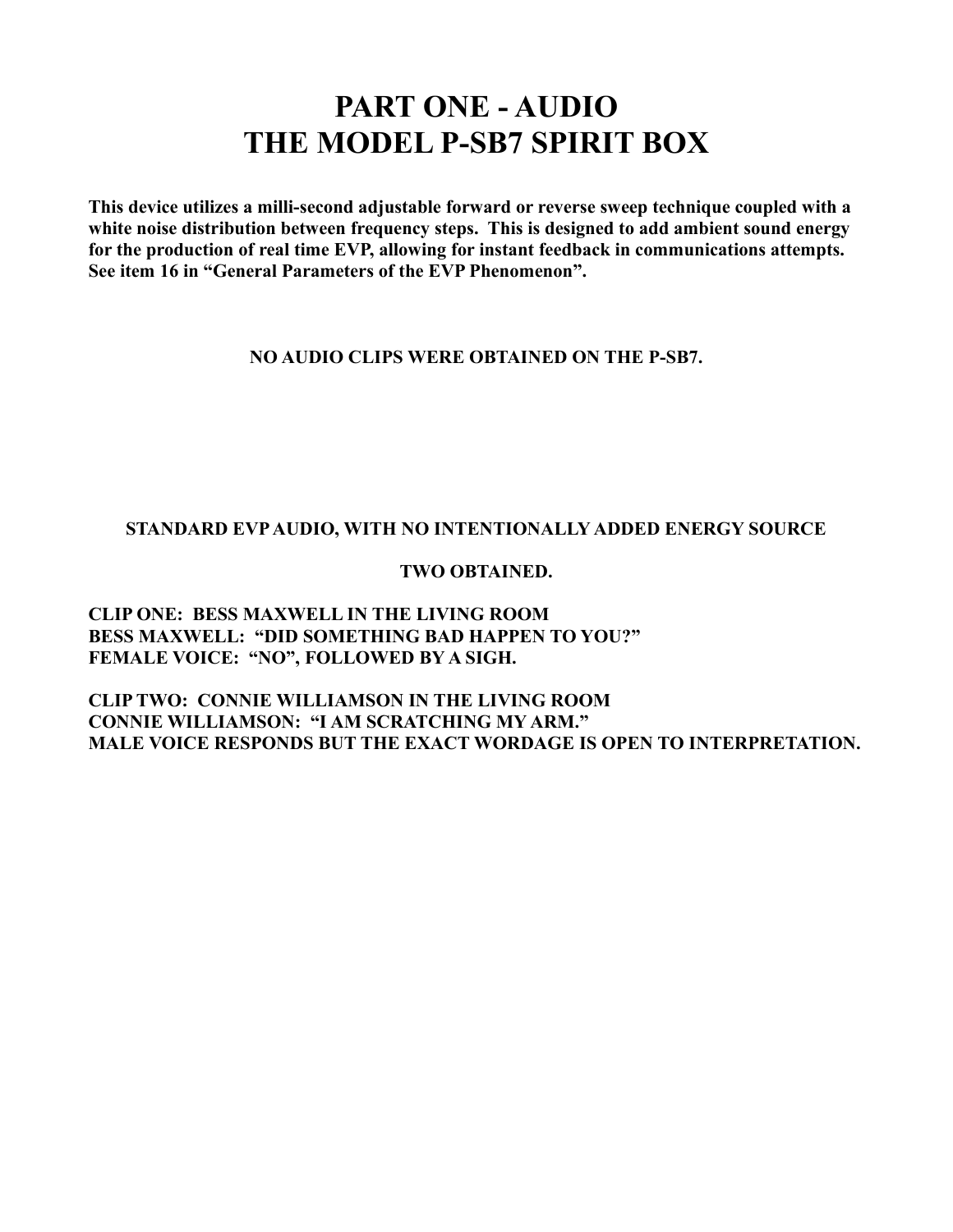# PART ONE - AUDIO
# THE MODEL P-SB7 SPIRIT BOX

**This device utilizes a milli-second adjustable forward or reverse sweep technique coupled with a white noise distribution between frequency steps. This is designed to add ambient sound energy for the production of real time EVP, allowing for instant feedback in communications attempts. See item 16 in "General Parameters of the EVP Phenomenon".**

**NO AUDIO CLIPS WERE OBTAINED ON THE P-SB7.**

**STANDARD EVP AUDIO, WITH NO INTENTIONALLY ADDED ENERGY SOURCE**

**TWO OBTAINED.**

**CLIP ONE: BESS MAXWELL IN THE LIVING ROOM**
**BESS MAXWELL: "DID SOMETHING BAD HAPPEN TO YOU?"**
**FEMALE VOICE: "NO", FOLLOWED BY A SIGH.**

**CLIP TWO: CONNIE WILLIAMSON IN THE LIVING ROOM**
**CONNIE WILLIAMSON: "I AM SCRATCHING MY ARM."**
**MALE VOICE RESPONDS BUT THE EXACT WORDAGE IS OPEN TO INTERPRETATION.**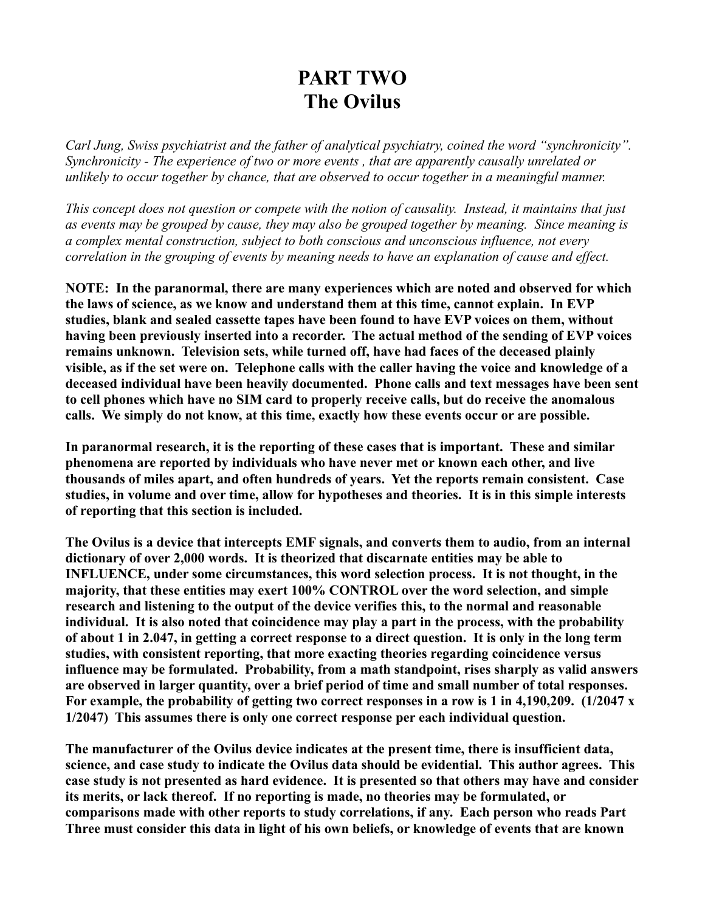# PART TWO
# The Ovilus

*Carl Jung, Swiss psychiatrist and the father of analytical psychiatry, coined the word "synchronicity". Synchronicity - The experience of two or more events , that are apparently causally unrelated or unlikely to occur together by chance, that are observed to occur together in a meaningful manner.*

*This concept does not question or compete with the notion of causality. Instead, it maintains that just as events may be grouped by cause, they may also be grouped together by meaning. Since meaning is a complex mental construction, subject to both conscious and unconscious influence, not every correlation in the grouping of events by meaning needs to have an explanation of cause and effect.*

**NOTE: In the paranormal, there are many experiences which are noted and observed for which the laws of science, as we know and understand them at this time, cannot explain. In EVP studies, blank and sealed cassette tapes have been found to have EVP voices on them, without having been previously inserted into a recorder. The actual method of the sending of EVP voices remains unknown. Television sets, while turned off, have had faces of the deceased plainly visible, as if the set were on. Telephone calls with the caller having the voice and knowledge of a deceased individual have been heavily documented. Phone calls and text messages have been sent to cell phones which have no SIM card to properly receive calls, but do receive the anomalous calls. We simply do not know, at this time, exactly how these events occur or are possible.**

**In paranormal research, it is the reporting of these cases that is important. These and similar phenomena are reported by individuals who have never met or known each other, and live thousands of miles apart, and often hundreds of years. Yet the reports remain consistent. Case studies, in volume and over time, allow for hypotheses and theories. It is in this simple interests of reporting that this section is included.**

**The Ovilus is a device that intercepts EMF signals, and converts them to audio, from an internal dictionary of over 2,000 words. It is theorized that discarnate entities may be able to INFLUENCE, under some circumstances, this word selection process. It is not thought, in the majority, that these entities may exert 100% CONTROL over the word selection, and simple research and listening to the output of the device verifies this, to the normal and reasonable individual. It is also noted that coincidence may play a part in the process, with the probability of about 1 in 2.047, in getting a correct response to a direct question. It is only in the long term studies, with consistent reporting, that more exacting theories regarding coincidence versus influence may be formulated. Probability, from a math standpoint, rises sharply as valid answers are observed in larger quantity, over a brief period of time and small number of total responses. For example, the probability of getting two correct responses in a row is 1 in 4,190,209. (1/2047 x 1/2047) This assumes there is only one correct response per each individual question.**

**The manufacturer of the Ovilus device indicates at the present time, there is insufficient data, science, and case study to indicate the Ovilus data should be evidential. This author agrees. This case study is not presented as hard evidence. It is presented so that others may have and consider its merits, or lack thereof. If no reporting is made, no theories may be formulated, or comparisons made with other reports to study correlations, if any. Each person who reads Part Three must consider this data in light of his own beliefs, or knowledge of events that are known**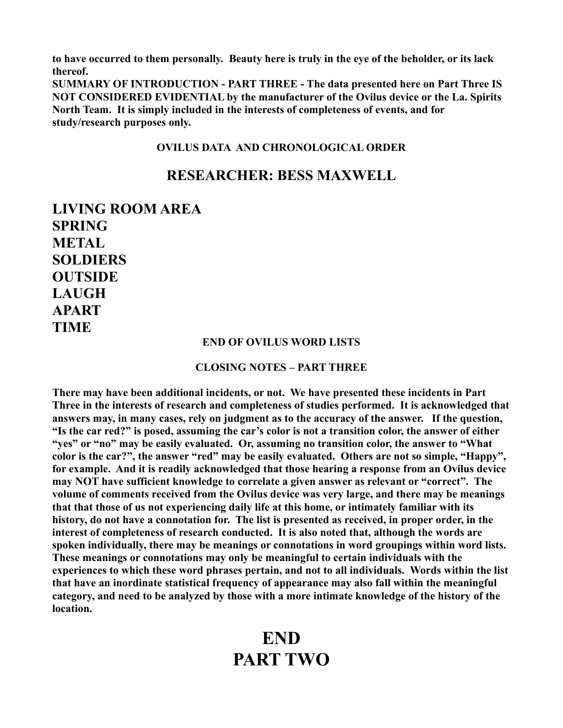**to have occurred to them personally. Beauty here is truly in the eye of the beholder, or its lack thereof.**

**SUMMARY OF INTRODUCTION - PART THREE - The data presented here on Part Three IS NOT CONSIDERED EVIDENTIAL by the manufacturer of the Ovilus device or the La. Spirits North Team. It is simply included in the interests of completeness of events, and for study/research purposes only.**

### OVILUS DATA AND CHRONOLOGICAL ORDER

## RESEARCHER: BESS MAXWELL

## LIVING ROOM AREA

**SPRING**
**METAL**
**SOLDIERS**
**OUTSIDE**
**LAUGH**
**APART**
**TIME**

### END OF OVILUS WORD LISTS

### CLOSING NOTES – PART THREE

**There may have been additional incidents, or not. We have presented these incidents in Part Three in the interests of research and completeness of studies performed. It is acknowledged that answers may, in many cases, rely on judgment as to the accuracy of the answer. If the question, "Is the car red?" is posed, assuming the car's color is not a transition color, the answer of either "yes" or "no" may be easily evaluated. Or, assuming no transition color, the answer to "What color is the car?", the answer "red" may be easily evaluated. Others are not so simple, "Happy", for example. And it is readily acknowledged that those hearing a response from an Ovilus device may NOT have sufficient knowledge to correlate a given answer as relevant or "correct". The volume of comments received from the Ovilus device was very large, and there may be meanings that that those of us not experiencing daily life at this home, or intimately familiar with its history, do not have a connotation for. The list is presented as received, in proper order, in the interest of completeness of research conducted. It is also noted that, although the words are spoken individually, there may be meanings or connotations in word groupings within word lists. These meanings or connotations may only be meaningful to certain individuals with the experiences to which these word phrases pertain, and not to all individuals. Words within the list that have an inordinate statistical frequency of appearance may also fall within the meaningful category, and need to be analyzed by those with a more intimate knowledge of the history of the location.**

# END
# PART TWO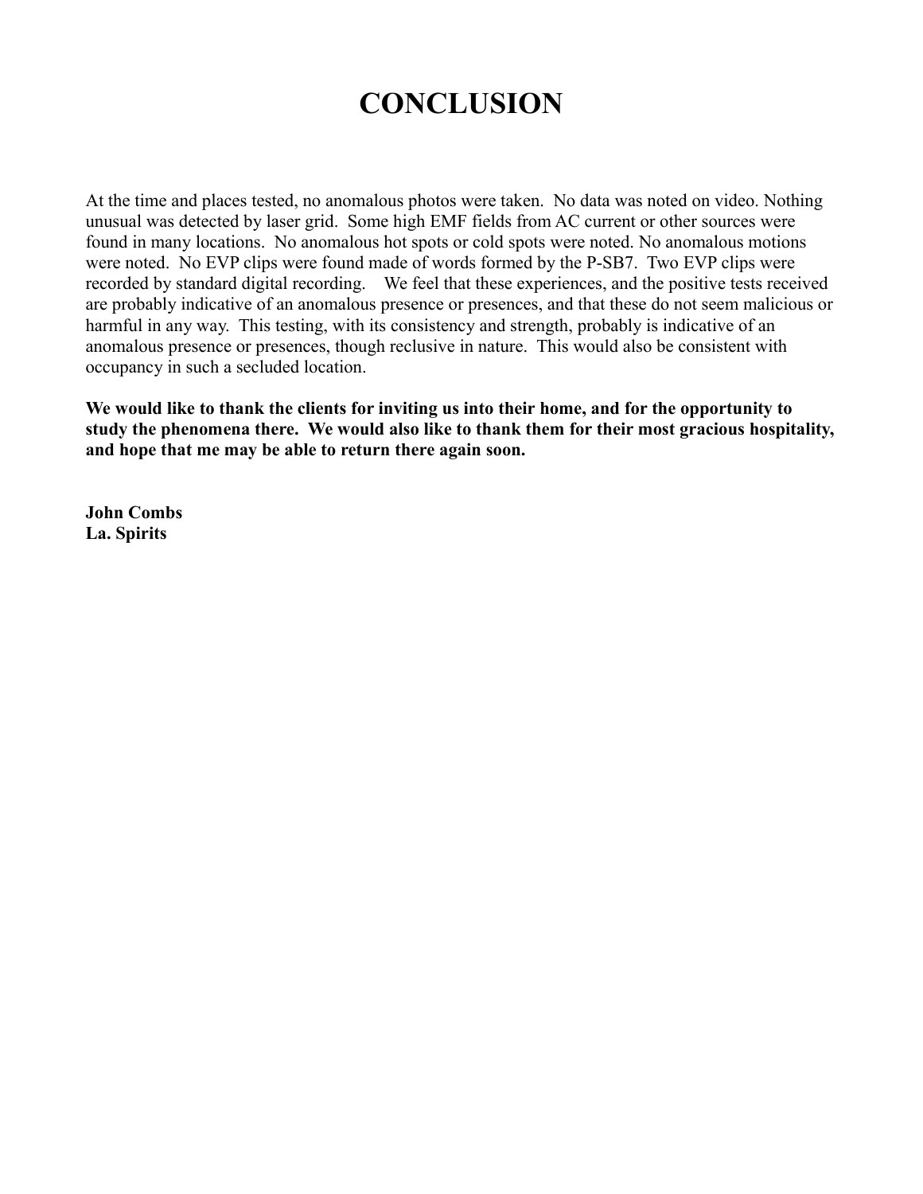# CONCLUSION

At the time and places tested, no anomalous photos were taken. No data was noted on video. Nothing unusual was detected by laser grid. Some high EMF fields from AC current or other sources were found in many locations. No anomalous hot spots or cold spots were noted. No anomalous motions were noted. No EVP clips were found made of words formed by the P-SB7. Two EVP clips were recorded by standard digital recording. We feel that these experiences, and the positive tests received are probably indicative of an anomalous presence or presences, and that these do not seem malicious or harmful in any way. This testing, with its consistency and strength, probably is indicative of an anomalous presence or presences, though reclusive in nature. This would also be consistent with occupancy in such a secluded location.

**We would like to thank the clients for inviting us into their home, and for the opportunity to study the phenomena there. We would also like to thank them for their most gracious hospitality, and hope that me may be able to return there again soon.**

**John Combs**
**La. Spirits**